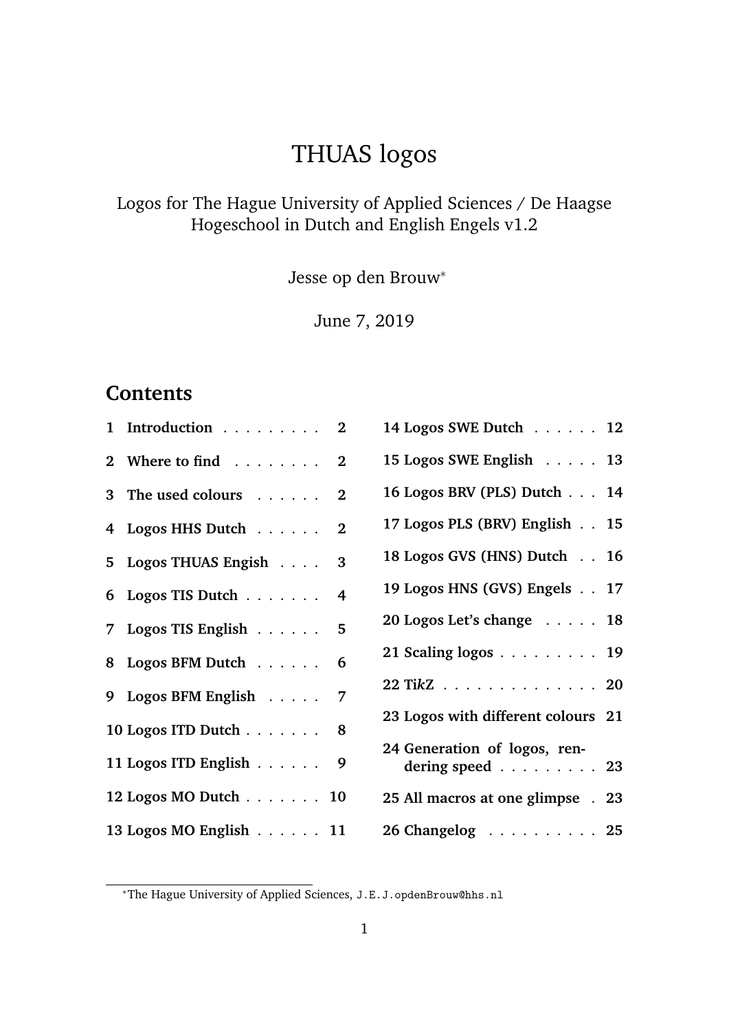# THUAS logos

Logos for The Hague University of Applied Sciences / De Haagse Hogeschool in Dutch and English Engels v1.2

Jesse op den Brouw*

June 7, 2019

## Contents

1 **Introduction** . . . . . . . . . 2
2 **Where to find** . . . . . . . . 2
3 **The used colours** . . . . . . 2
4 **Logos HHS Dutch** . . . . . . 2
5 **Logos THUAS Engish** . . . . 3
6 **Logos TIS Dutch** . . . . . . . 4
7 **Logos TIS English** . . . . . . 5
8 **Logos BFM Dutch** . . . . . . 6
9 **Logos BFM English** . . . . . 7
10 **Logos ITD Dutch** . . . . . . . 8
11 **Logos ITD English** . . . . . . 9
12 **Logos MO Dutch** . . . . . . . 10
13 **Logos MO English** . . . . . . 11
14 **Logos SWE Dutch** . . . . . . 12
15 **Logos SWE English** . . . . . 13
16 **Logos BRV (PLS) Dutch** . . . 14
17 **Logos PLS (BRV) English** . . 15
18 **Logos GVS (HNS) Dutch** . . 16
19 **Logos HNS (GVS) Engels** . . 17
20 **Logos Let's change** . . . . . 18
21 **Scaling logos** . . . . . . . . . 19
22 **Ti*k*Z** . . . . . . . . . . . . . . 20
23 **Logos with different colours** 21
24 **Generation of logos, rendering speed** . . . . . . . . . 23
25 **All macros at one glimpse** . 23
26 **Changelog** . . . . . . . . . . 25

---

*The Hague University of Applied Sciences, `J.E.J.opdenBrouw@hhs.nl`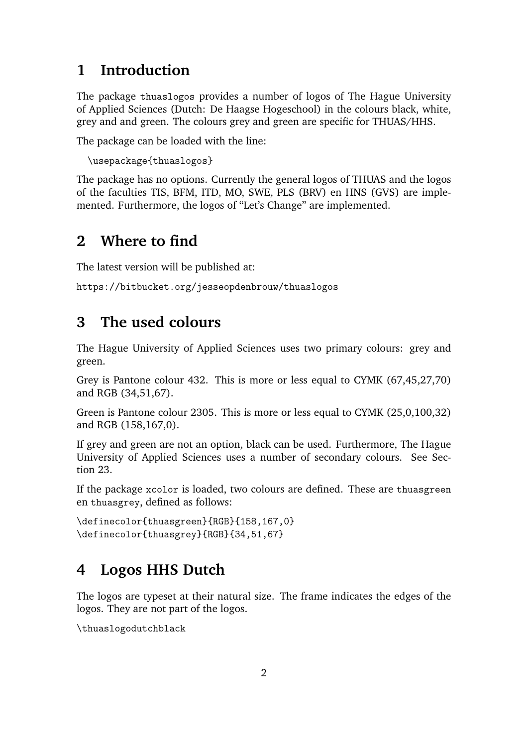# 1 Introduction

The package `thuaslogos` provides a number of logos of The Hague University of Applied Sciences (Dutch: De Haagse Hogeschool) in the colours black, white, grey and and green. The colours grey and green are specific for THUAS/HHS.

The package can be loaded with the line:

```
\usepackage{thuaslogos}
```

The package has no options. Currently the general logos of THUAS and the logos of the faculties TIS, BFM, ITD, MO, SWE, PLS (BRV) en HNS (GVS) are implemented. Furthermore, the logos of "Let's Change" are implemented.

# 2 Where to find

The latest version will be published at:

https://bitbucket.org/jesseopdenbrouw/thuaslogos

# 3 The used colours

The Hague University of Applied Sciences uses two primary colours: grey and green.

Grey is Pantone colour 432. This is more or less equal to CYMK (67,45,27,70) and RGB (34,51,67).

Green is Pantone colour 2305. This is more or less equal to CYMK (25,0,100,32) and RGB (158,167,0).

If grey and green are not an option, black can be used. Furthermore, The Hague University of Applied Sciences uses a number of secondary colours. See Section 23.

If the package `xcolor` is loaded, two colours are defined. These are `thuasgreen` en `thuasgrey`, defined as follows:

```
\definecolor{thuasgreen}{RGB}{158,167,0}
\definecolor{thuasgrey}{RGB}{34,51,67}
```

# 4 Logos HHS Dutch

The logos are typeset at their natural size. The frame indicates the edges of the logos. They are not part of the logos.

`\thuaslogodutchblack`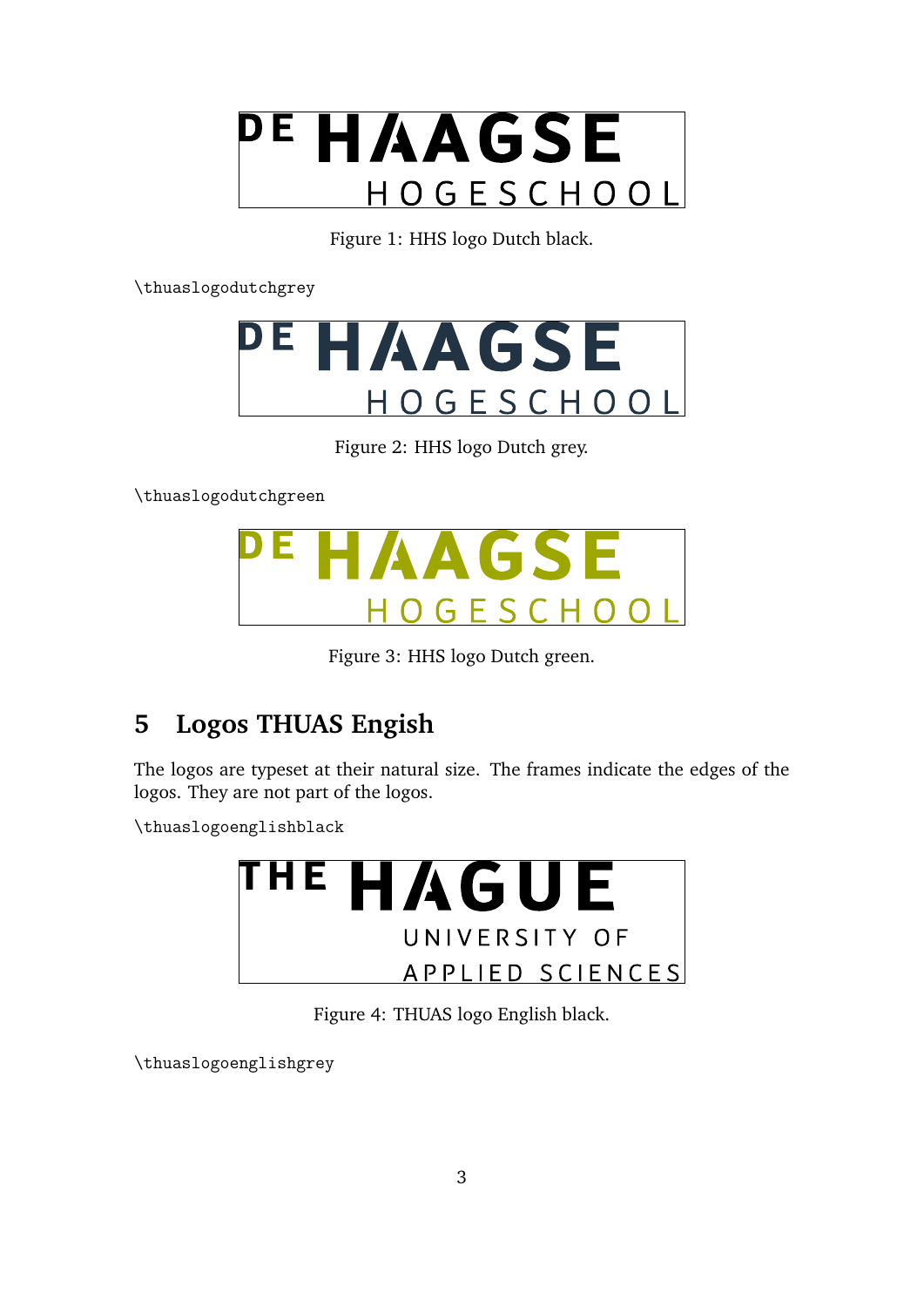Figure 1: HHS logo Dutch black.

`\thuaslogodutchgrey`

Figure 2: HHS logo Dutch grey.

`\thuaslogodutchgreen`

Figure 3: HHS logo Dutch green.

## 5 Logos THUAS Engish

The logos are typeset at their natural size. The frames indicate the edges of the logos. They are not part of the logos.

`\thuaslogoenglishblack`

Figure 4: THUAS logo English black.

`\thuaslogoenglishgrey`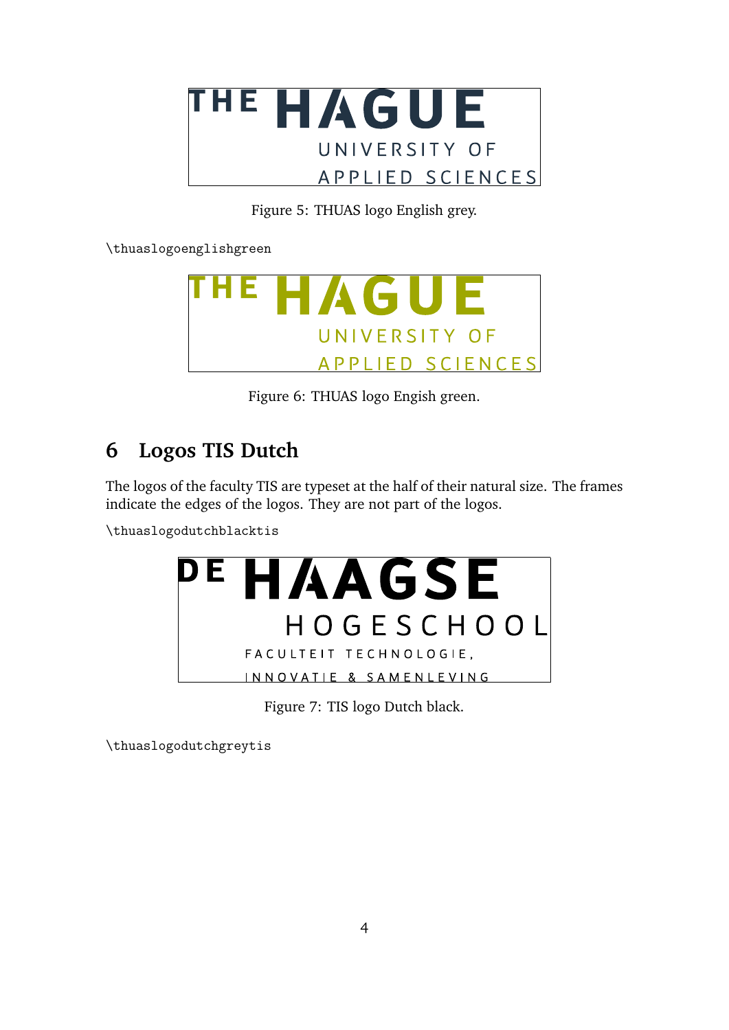Figure 5: THUAS logo English grey.

\thuaslogoenglishgreen

Figure 6: THUAS logo Engish green.

## 6 Logos TIS Dutch

The logos of the faculty TIS are typeset at the half of their natural size. The frames indicate the edges of the logos. They are not part of the logos.

\thuaslogodutchblacktis

Figure 7: TIS logo Dutch black.

\thuaslogodutchgreytis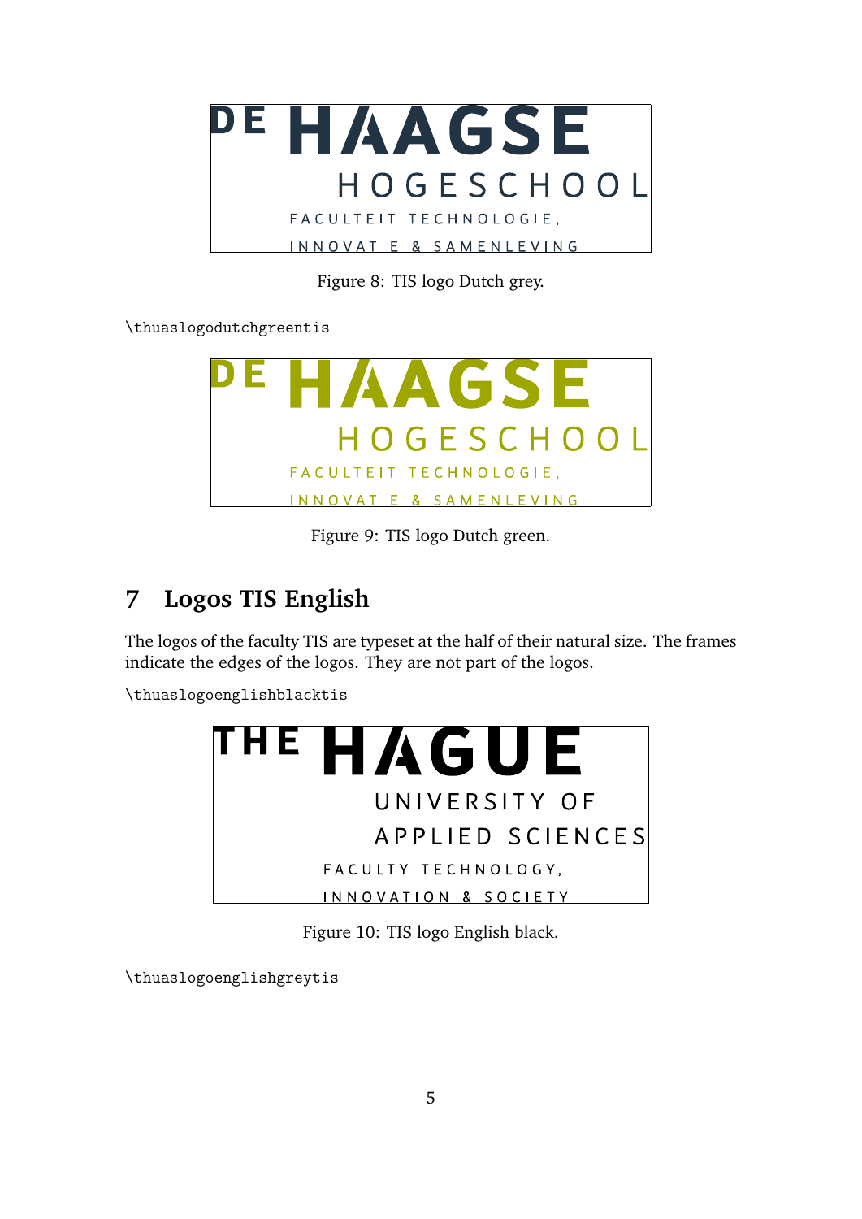Figure 8: TIS logo Dutch grey.

\thuaslogodutchgreentis

Figure 9: TIS logo Dutch green.

## 7 Logos TIS English

The logos of the faculty TIS are typeset at the half of their natural size. The frames indicate the edges of the logos. They are not part of the logos.

\thuaslogoenglishblacktis

Figure 10: TIS logo English black.

\thuaslogoenglishgreytis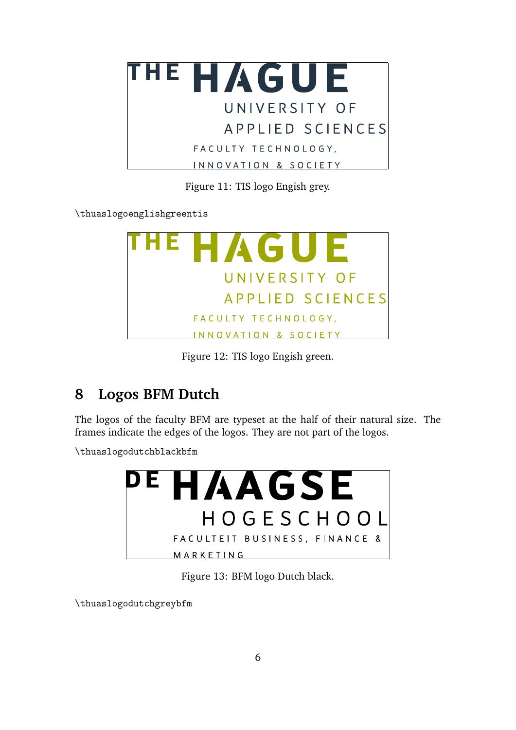THE HAGUE
UNIVERSITY OF
APPLIED SCIENCES
FACULTY TECHNOLOGY,
INNOVATION & SOCIETY

Figure 11: TIS logo Engish grey.

```
\thuaslogoenglishgreentis
```

THE HAGUE
UNIVERSITY OF
APPLIED SCIENCES
FACULTY TECHNOLOGY,
INNOVATION & SOCIETY

Figure 12: TIS logo Engish green.

## 8 Logos BFM Dutch

The logos of the faculty BFM are typeset at the half of their natural size. The frames indicate the edges of the logos. They are not part of the logos.

```
\thuaslogodutchblackbfm
```

DE HAAGSE
HOGESCHOOL
FACULTEIT BUSINESS, FINANCE &
MARKETING

Figure 13: BFM logo Dutch black.

```
\thuaslogodutchgreybfm
```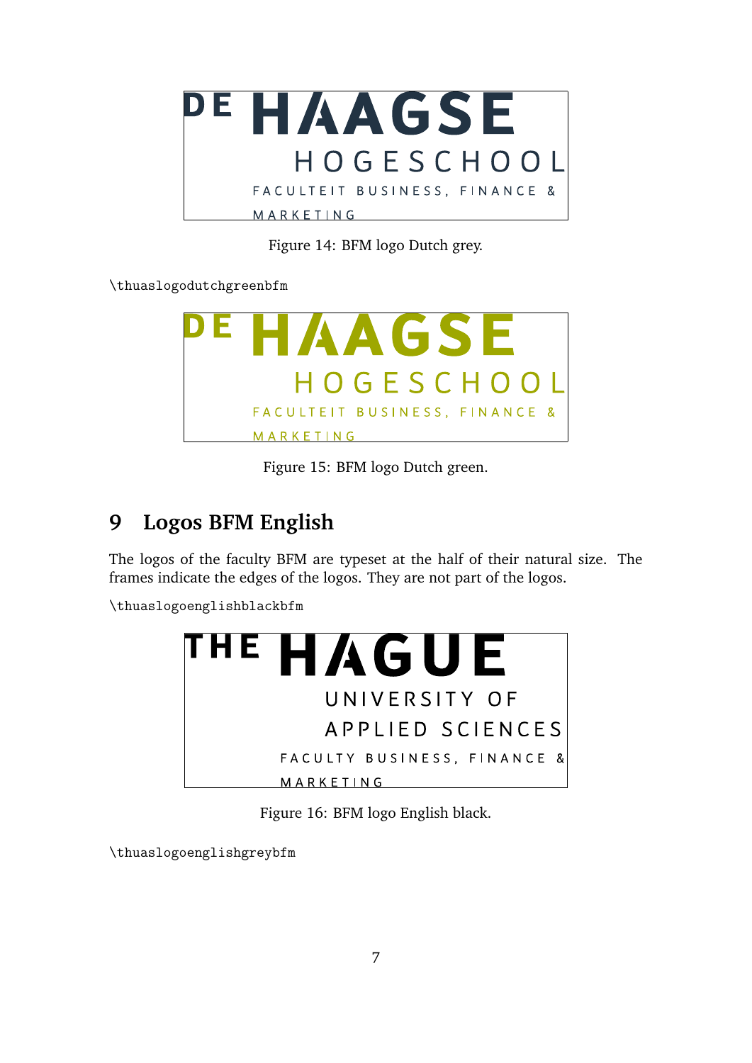Figure 14: BFM logo Dutch grey.

\thuaslogodutchgreenbfm

Figure 15: BFM logo Dutch green.

# 9 Logos BFM English

The logos of the faculty BFM are typeset at the half of their natural size. The frames indicate the edges of the logos. They are not part of the logos.

\thuaslogoenglishblackbfm

Figure 16: BFM logo English black.

\thuaslogoenglishgreybfm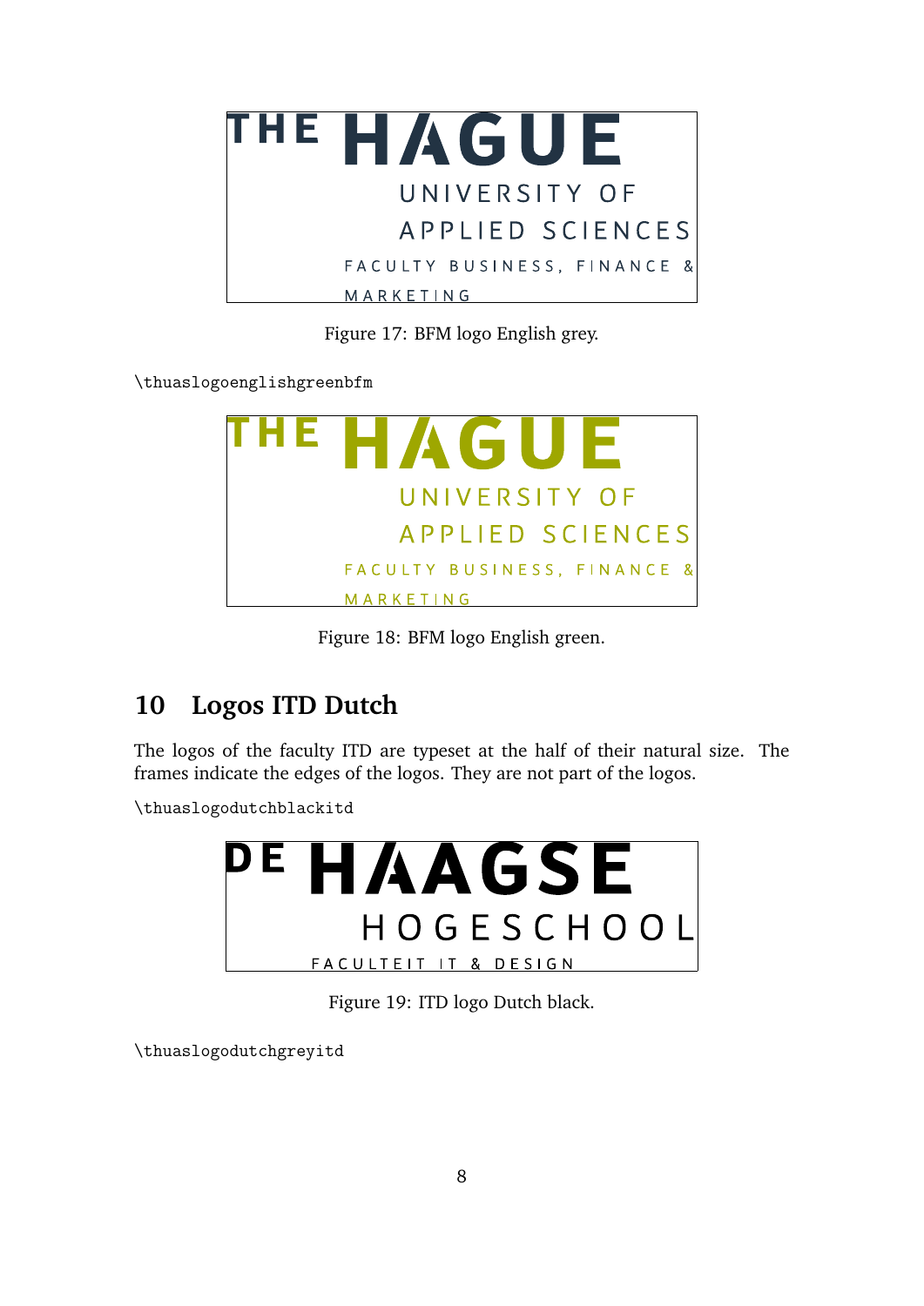Figure 17: BFM logo English grey.

`\thuaslogoenglishgreenbfm`

Figure 18: BFM logo English green.

## 10 Logos ITD Dutch

The logos of the faculty ITD are typeset at the half of their natural size. The frames indicate the edges of the logos. They are not part of the logos.

`\thuaslogodutchblackitd`

Figure 19: ITD logo Dutch black.

`\thuaslogodutchgreyitd`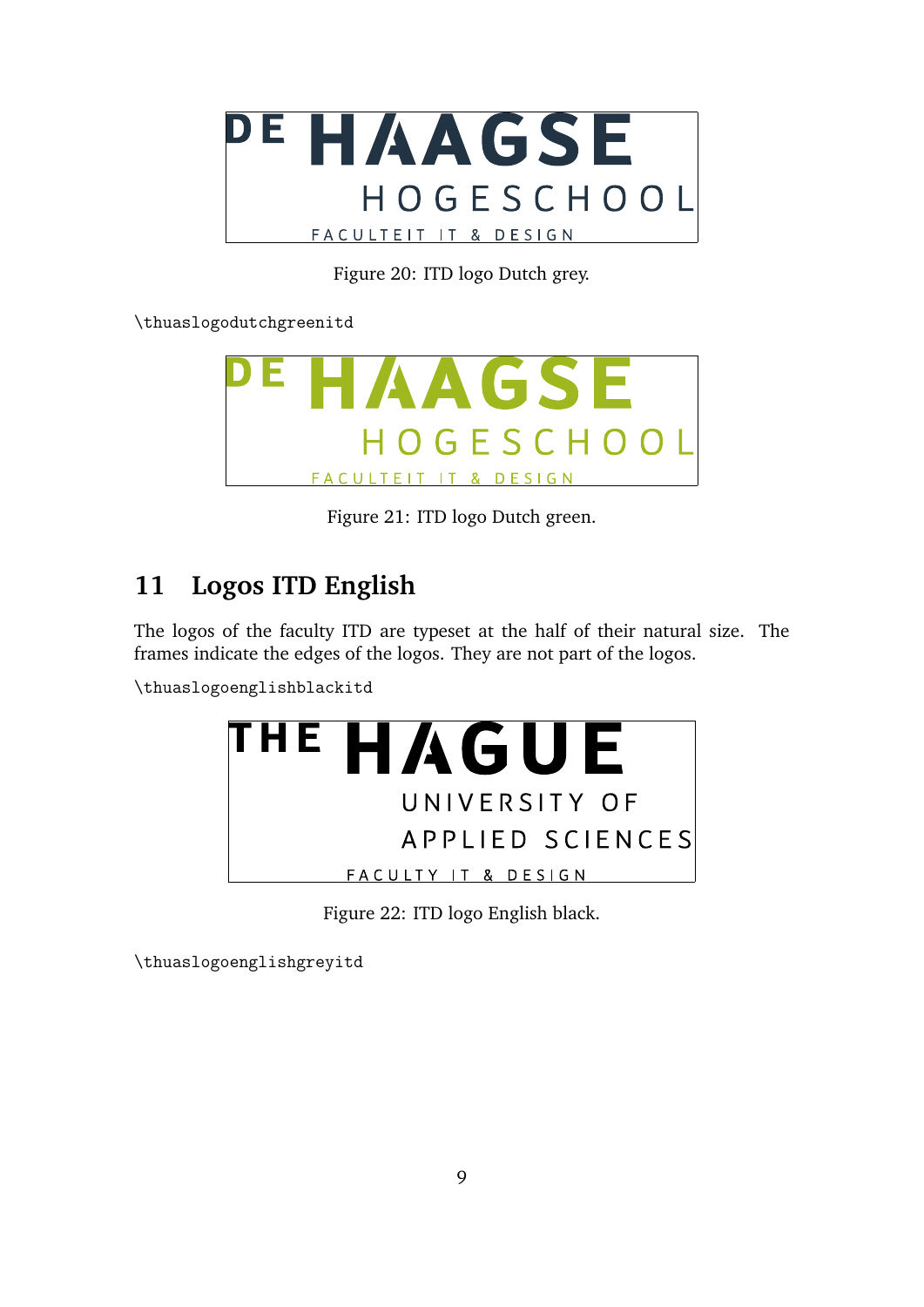Figure 20: ITD logo Dutch grey.

\thuaslogodutchgreenitd

Figure 21: ITD logo Dutch green.

## 11 Logos ITD English

The logos of the faculty ITD are typeset at the half of their natural size. The frames indicate the edges of the logos. They are not part of the logos.

\thuaslogoenglishblackitd

Figure 22: ITD logo English black.

\thuaslogoenglishgreyitd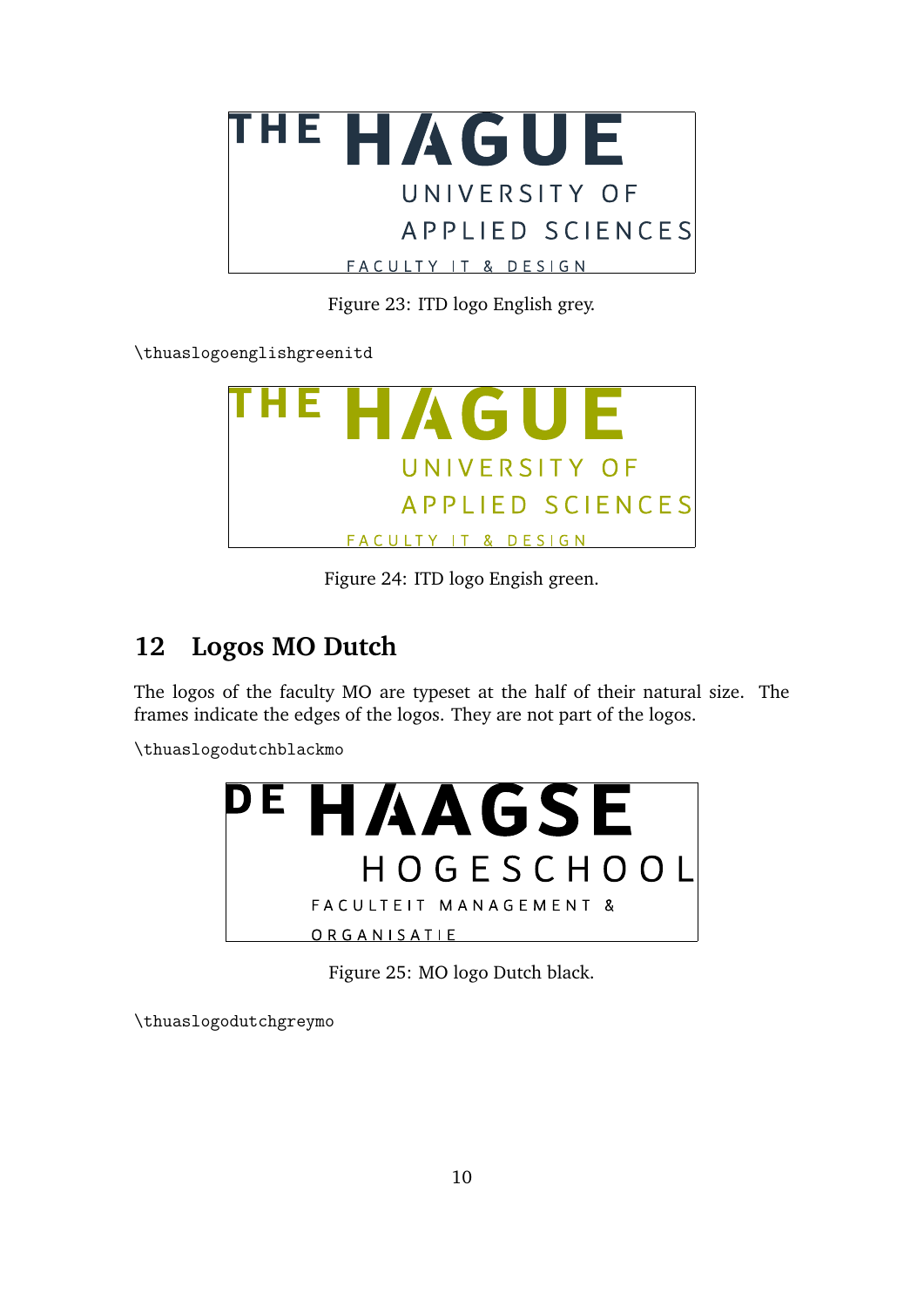Figure 23: ITD logo English grey.

```
\thuaslogoenglishgreenitd
```

Figure 24: ITD logo Engish green.

## 12 Logos MO Dutch

The logos of the faculty MO are typeset at the half of their natural size. The frames indicate the edges of the logos. They are not part of the logos.

```
\thuaslogodutchblackmo
```

Figure 25: MO logo Dutch black.

```
\thuaslogodutchgreymo
```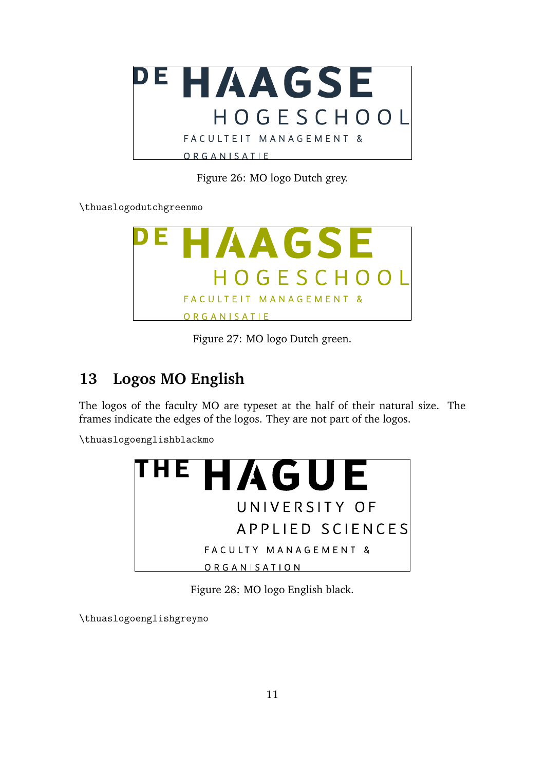Figure 26: MO logo Dutch grey.

\thuaslogodutchgreenmo

Figure 27: MO logo Dutch green.

## 13 Logos MO English

The logos of the faculty MO are typeset at the half of their natural size. The frames indicate the edges of the logos. They are not part of the logos.

\thuaslogoenglishblackmo

Figure 28: MO logo English black.

\thuaslogoenglishgreymo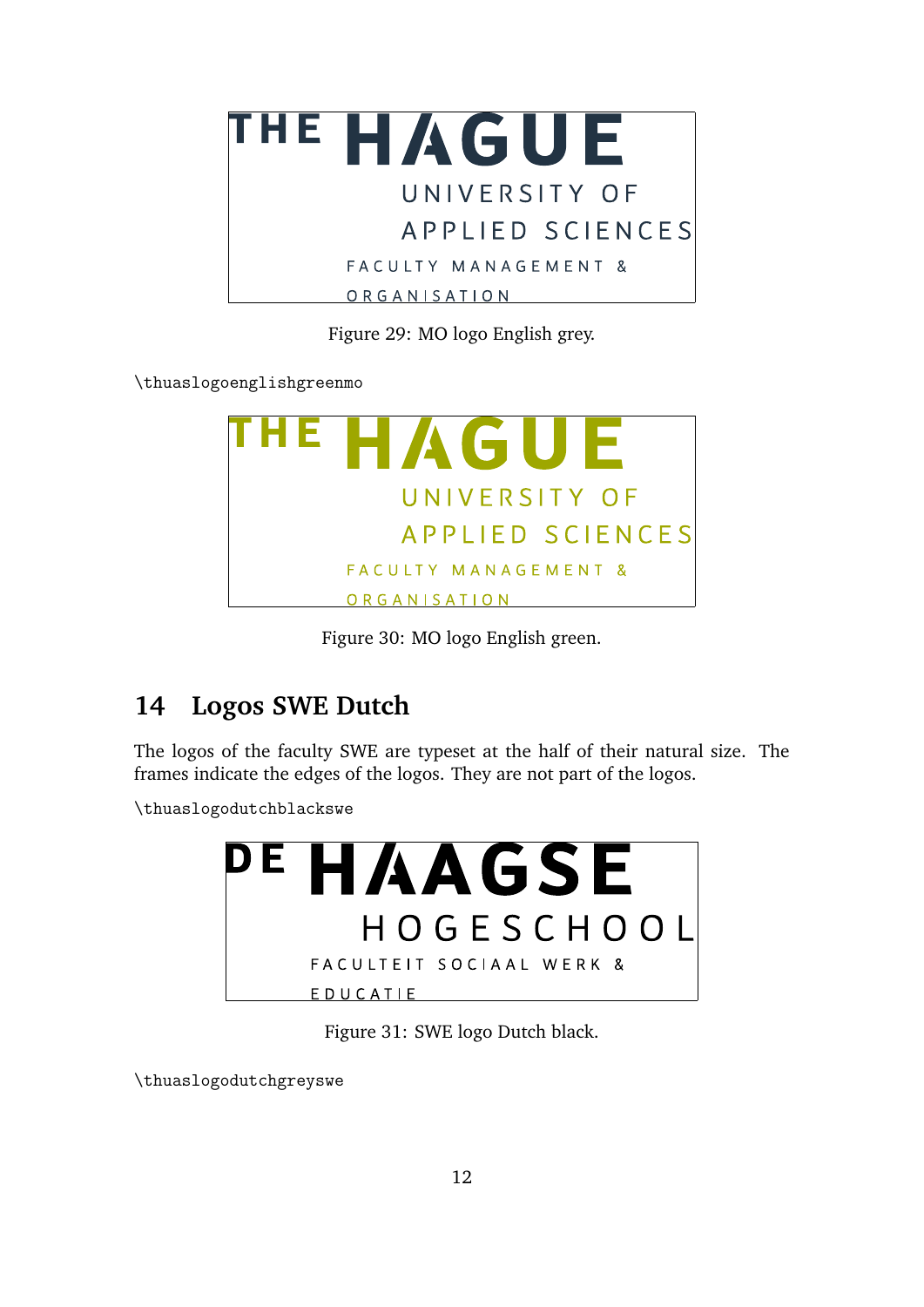Figure 29: MO logo English grey.

\thuaslogoenglishgreenmo

Figure 30: MO logo English green.

## 14 Logos SWE Dutch

The logos of the faculty SWE are typeset at the half of their natural size. The frames indicate the edges of the logos. They are not part of the logos.

\thuaslogodutchblackswe

Figure 31: SWE logo Dutch black.

\thuaslogodutchgreyswe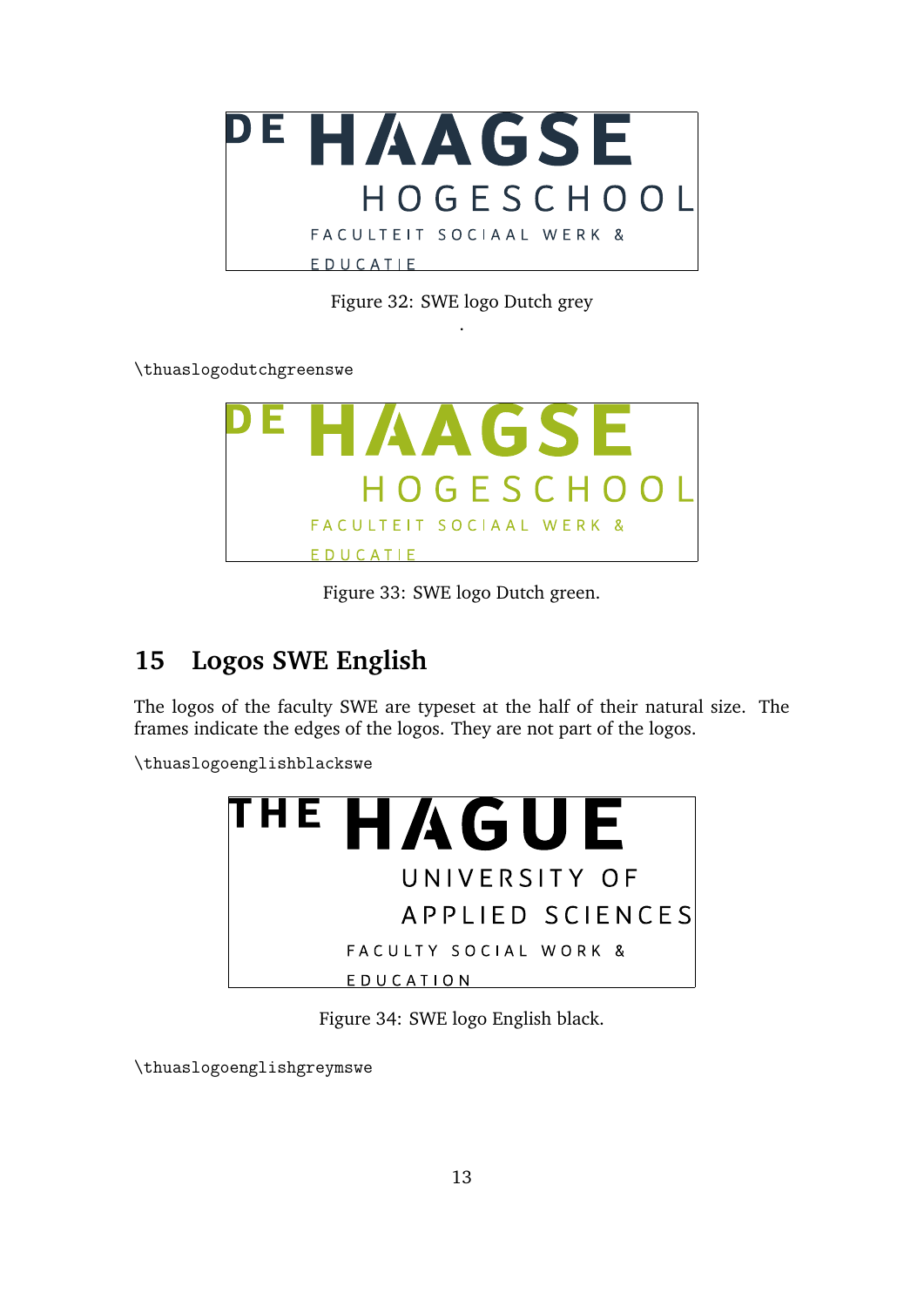Figure 32: SWE logo Dutch grey

.

```
\thuaslogodutchgreenswe
```

Figure 33: SWE logo Dutch green.

## 15 Logos SWE English

The logos of the faculty SWE are typeset at the half of their natural size. The frames indicate the edges of the logos. They are not part of the logos.

```
\thuaslogoenglishblackswe
```

Figure 34: SWE logo English black.

```
\thuaslogoenglishgreymswe
```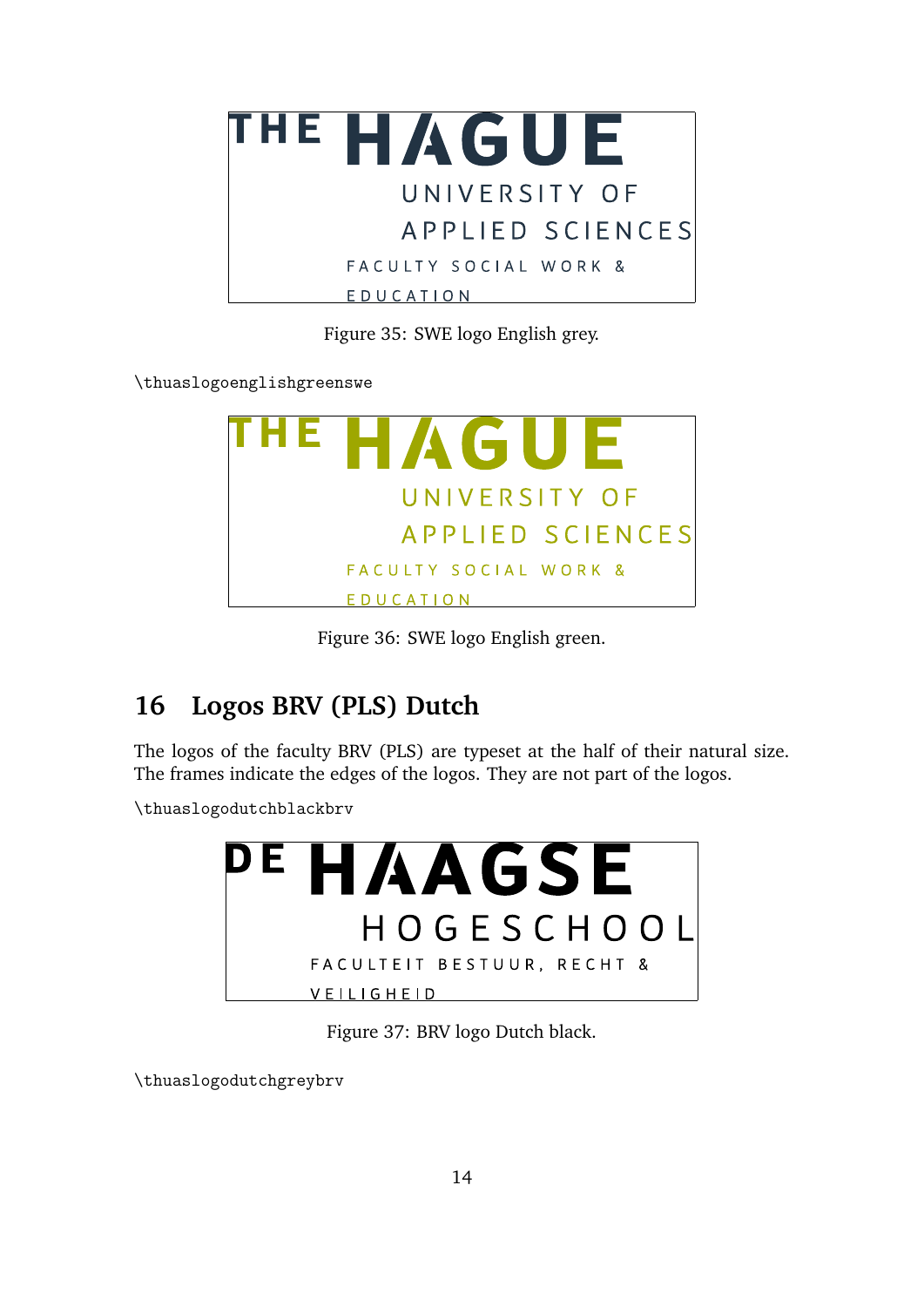Figure 35: SWE logo English grey.

```
\thuaslogoenglishgreenswe
```

Figure 36: SWE logo English green.

## 16 Logos BRV (PLS) Dutch

The logos of the faculty BRV (PLS) are typeset at the half of their natural size. The frames indicate the edges of the logos. They are not part of the logos.

```
\thuaslogodutchblackbrv
```

Figure 37: BRV logo Dutch black.

```
\thuaslogodutchgreybrv
```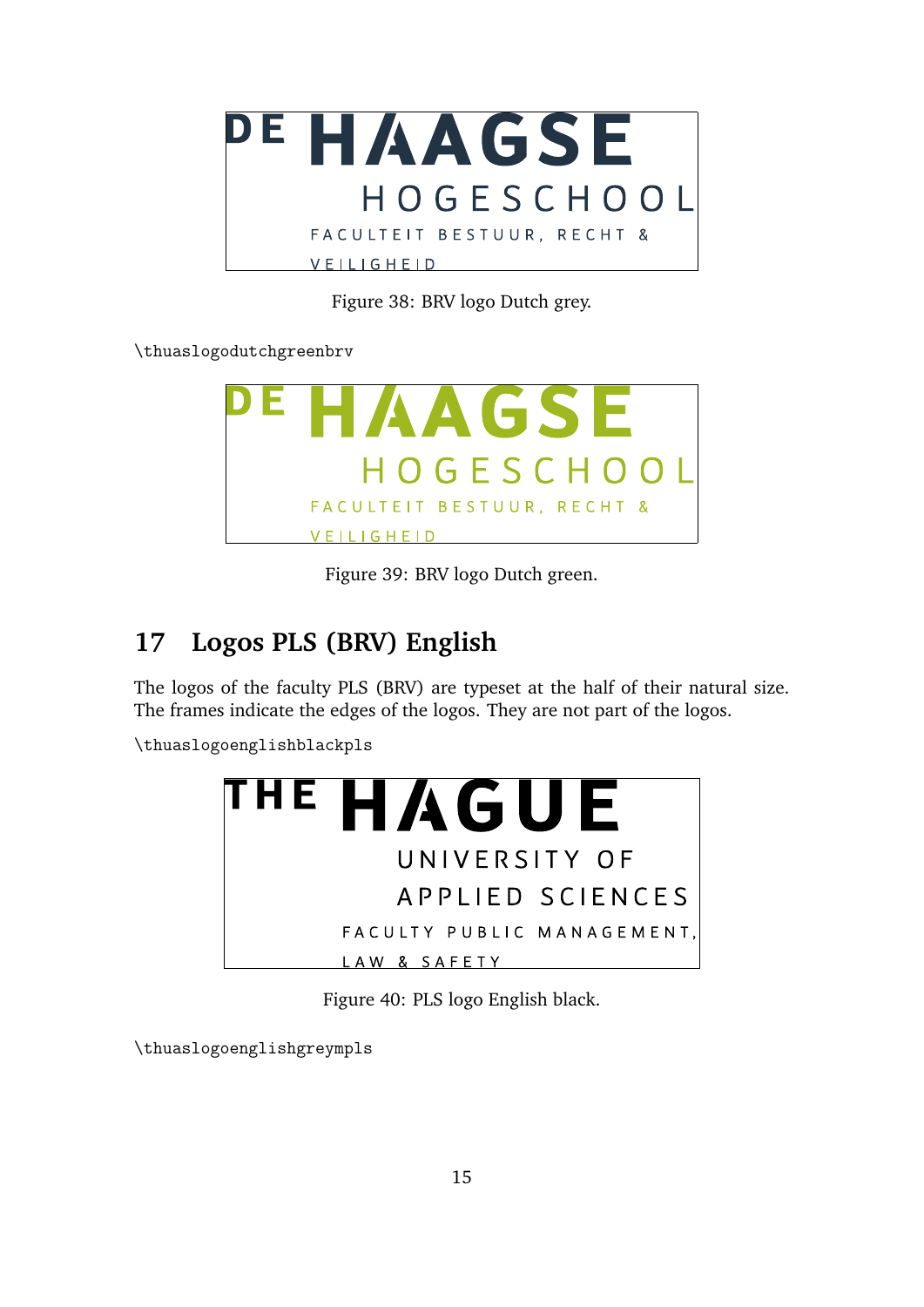DE HAAGSE

HOGESCHOOL

FACULTEIT BESTUUR, RECHT &

VEILIGHEID

Figure 38: BRV logo Dutch grey.

\thuaslogodutchgreenbrv

DE HAAGSE

HOGESCHOOL

FACULTEIT BESTUUR, RECHT &

VEILIGHEID

Figure 39: BRV logo Dutch green.

## 17 Logos PLS (BRV) English

The logos of the faculty PLS (BRV) are typeset at the half of their natural size. The frames indicate the edges of the logos. They are not part of the logos.

\thuaslogoenglishblackpls

THE HAGUE

UNIVERSITY OF

APPLIED SCIENCES

FACULTY PUBLIC MANAGEMENT,

LAW & SAFETY

Figure 40: PLS logo English black.

\thuaslogoenglishgreympls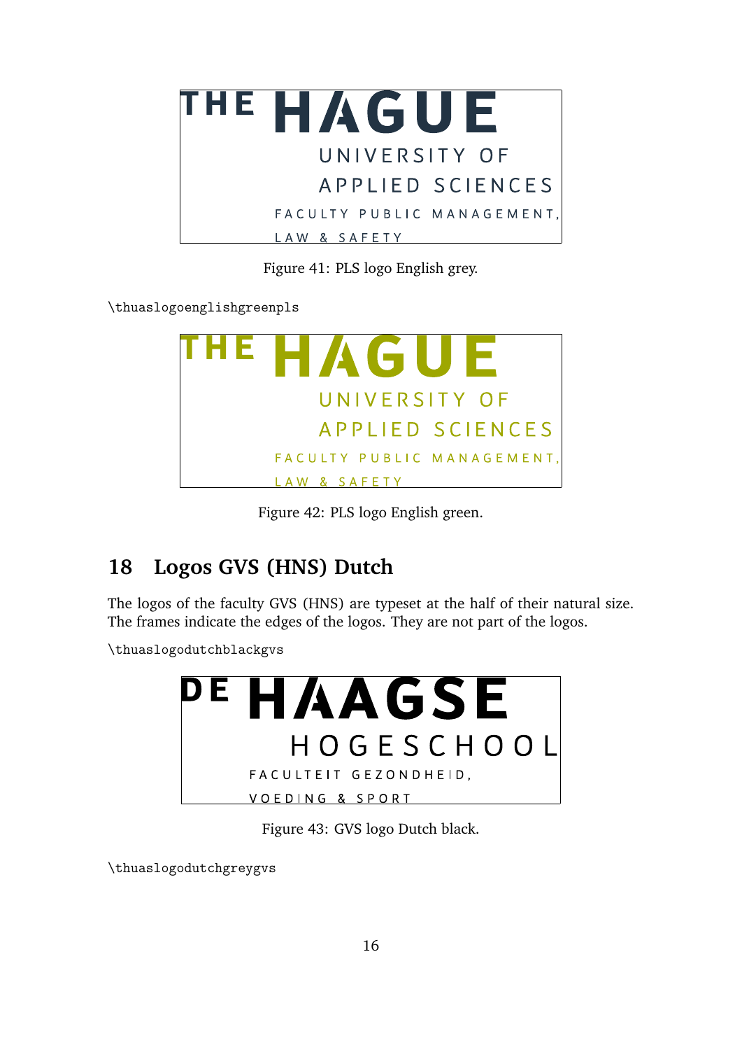Figure 41: PLS logo English grey.

\thuaslogoenglishgreenpls

Figure 42: PLS logo English green.

## 18 Logos GVS (HNS) Dutch

The logos of the faculty GVS (HNS) are typeset at the half of their natural size. The frames indicate the edges of the logos. They are not part of the logos.

\thuaslogodutchblackgvs

Figure 43: GVS logo Dutch black.

\thuaslogodutchgreygvs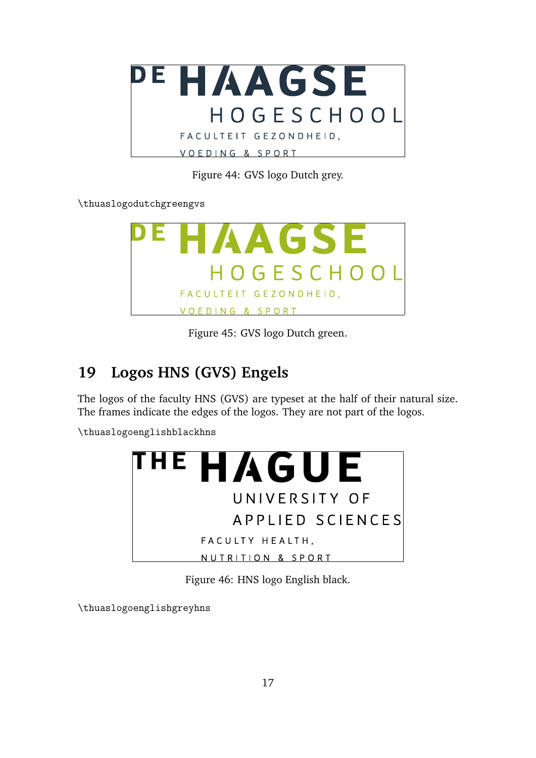Figure 44: GVS logo Dutch grey.

```
\thuaslogodutchgreengvs
```

Figure 45: GVS logo Dutch green.

## 19 Logos HNS (GVS) Engels

The logos of the faculty HNS (GVS) are typeset at the half of their natural size. The frames indicate the edges of the logos. They are not part of the logos.

```
\thuaslogoenglishblackhns
```

Figure 46: HNS logo English black.

```
\thuaslogoenglishgreyhns
```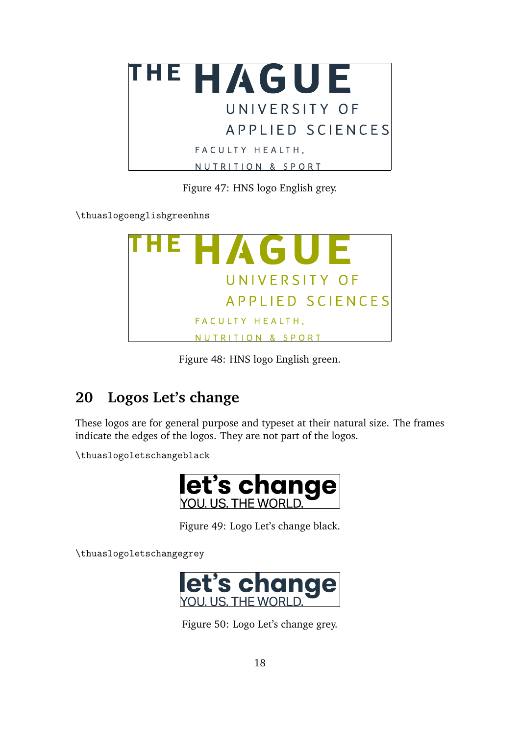Figure 47: HNS logo English grey.

```
\thuaslogoenglishgreenhns
```

Figure 48: HNS logo English green.

## 20 Logos Let's change

These logos are for general purpose and typeset at their natural size. The frames indicate the edges of the logos. They are not part of the logos.

```
\thuaslogoletschangeblack
```

Figure 49: Logo Let's change black.

```
\thuaslogoletschangegrey
```

Figure 50: Logo Let's change grey.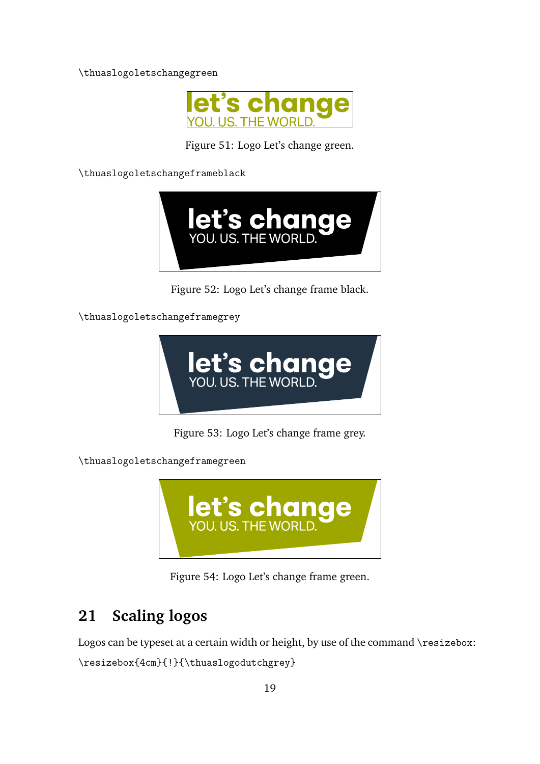\thuaslogoletschangegreen

Figure 51: Logo Let's change green.

\thuaslogoletschangeframeblack

Figure 52: Logo Let's change frame black.

\thuaslogoletschangeframegrey

Figure 53: Logo Let's change frame grey.

\thuaslogoletschangeframegreen

Figure 54: Logo Let's change frame green.

## 21 Scaling logos

Logos can be typeset at a certain width or height, by use of the command `\resizebox`:

```
\resizebox{4cm}{!}{\thuaslogodutchgrey}
```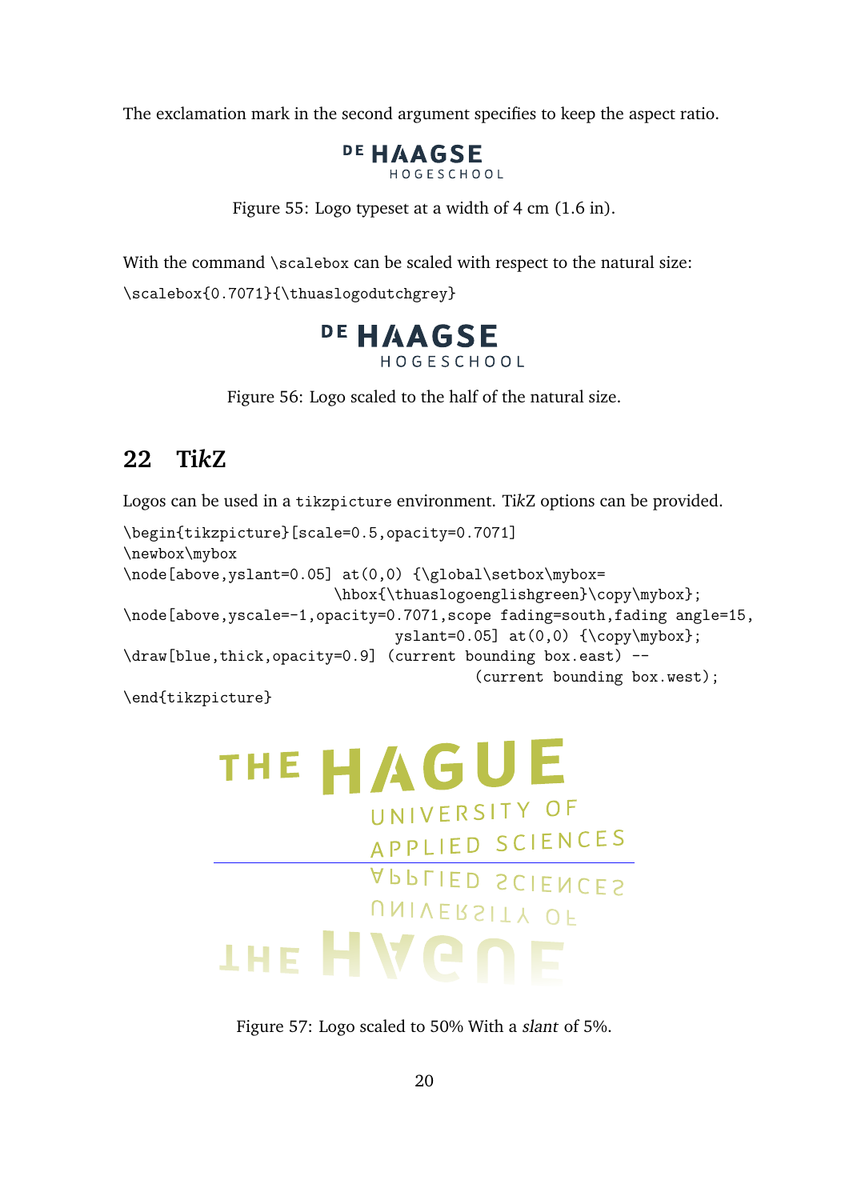The exclamation mark in the second argument specifies to keep the aspect ratio.

DE HAAGSE
HOGESCHOOL

Figure 55: Logo typeset at a width of 4 cm (1.6 in).

With the command `\scalebox` can be scaled with respect to the natural size:

```
\scalebox{0.7071}{\thuaslogodutchgrey}
```

DE HAAGSE
HOGESCHOOL

Figure 56: Logo scaled to the half of the natural size.

## 22 Ti*k*Z

Logos can be used in a `tikzpicture` environment. Ti*k*Z options can be provided.

```
\begin{tikzpicture}[scale=0.5,opacity=0.7071]
\newbox\mybox
\node[above,yslant=0.05] at(0,0) {\global\setbox\mybox=
                          \hbox{\thuaslogoenglishgreen}\copy\mybox};
\node[above,yscale=-1,opacity=0.7071,scope fading=south,fading angle=15,
                               yslant=0.05] at(0,0) {\copy\mybox};
\draw[blue,thick,opacity=0.9] (current bounding box.east) --
                                      (current bounding box.west);
\end{tikzpicture}
```

THE HAGUE
UNIVERSITY OF
APPLIED SCIENCES

Figure 57: Logo scaled to 50% With a *slant* of 5%.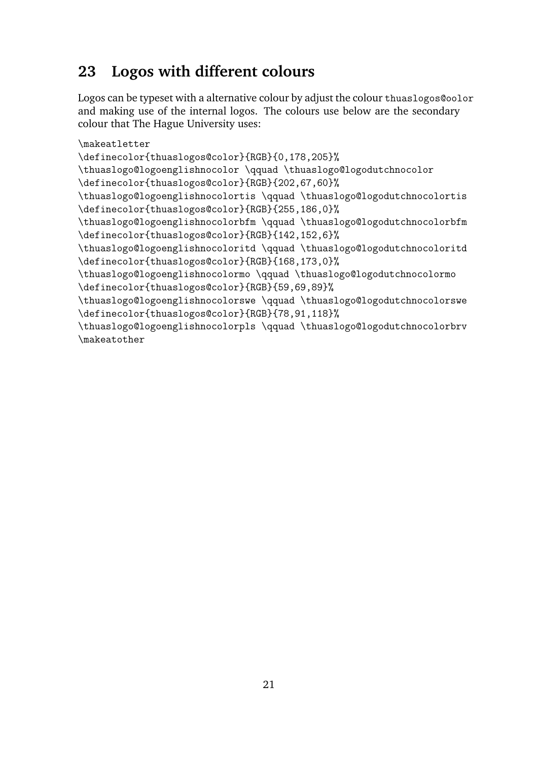## 23 Logos with different colours

Logos can be typeset with a alternative colour by adjust the colour `thuaslogos@oolor` and making use of the internal logos. The colours use below are the secondary colour that The Hague University uses:

```
\makeatletter
\definecolor{thuaslogos@color}{RGB}{0,178,205}%
\thuaslogo@logoenglishnocolor \qquad \thuaslogo@logodutchnocolor
\definecolor{thuaslogos@color}{RGB}{202,67,60}%
\thuaslogo@logoenglishnocolortis \qquad \thuaslogo@logodutchnocolortis
\definecolor{thuaslogos@color}{RGB}{255,186,0}%
\thuaslogo@logoenglishnocolorbfm \qquad \thuaslogo@logodutchnocolorbfm
\definecolor{thuaslogos@color}{RGB}{142,152,6}%
\thuaslogo@logoenglishnocoloritd \qquad \thuaslogo@logodutchnocoloritd
\definecolor{thuaslogos@color}{RGB}{168,173,0}%
\thuaslogo@logoenglishnocolormo \qquad \thuaslogo@logodutchnocolormo
\definecolor{thuaslogos@color}{RGB}{59,69,89}%
\thuaslogo@logoenglishnocolorswe \qquad \thuaslogo@logodutchnocolorswe
\definecolor{thuaslogos@color}{RGB}{78,91,118}%
\thuaslogo@logoenglishnocolorpls \qquad \thuaslogo@logodutchnocolorbrv
\makeatother
```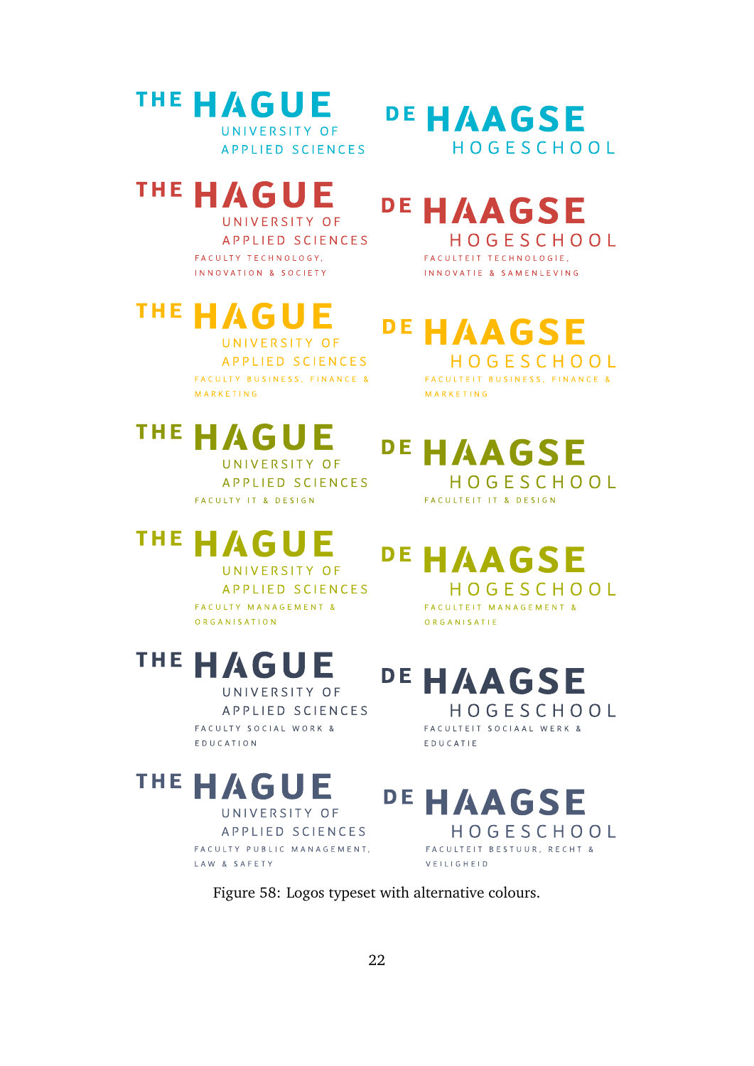THE HAGUE
UNIVERSITY OF
APPLIED SCIENCES

DE HAAGSE
HOGESCHOOL

THE HAGUE
UNIVERSITY OF
APPLIED SCIENCES
FACULTY TECHNOLOGY, INNOVATION & SOCIETY

DE HAAGSE
HOGESCHOOL
FACULTEIT TECHNOLOGIE, INNOVATIE & SAMENLEVING

THE HAGUE
UNIVERSITY OF
APPLIED SCIENCES
FACULTY BUSINESS, FINANCE & MARKETING

DE HAAGSE
HOGESCHOOL
FACULTEIT BUSINESS, FINANCE & MARKETING

THE HAGUE
UNIVERSITY OF
APPLIED SCIENCES
FACULTY IT & DESIGN

DE HAAGSE
HOGESCHOOL
FACULTEIT IT & DESIGN

THE HAGUE
UNIVERSITY OF
APPLIED SCIENCES
FACULTY MANAGEMENT & ORGANISATION

DE HAAGSE
HOGESCHOOL
FACULTEIT MANAGEMENT & ORGANISATIE

THE HAGUE
UNIVERSITY OF
APPLIED SCIENCES
FACULTY SOCIAL WORK & EDUCATION

DE HAAGSE
HOGESCHOOL
FACULTEIT SOCIAAL WERK & EDUCATIE

THE HAGUE
UNIVERSITY OF
APPLIED SCIENCES
FACULTY PUBLIC MANAGEMENT, LAW & SAFETY

DE HAAGSE
HOGESCHOOL
FACULTEIT BESTUUR, RECHT & VEILIGHEID

Figure 58: Logos typeset with alternative colours.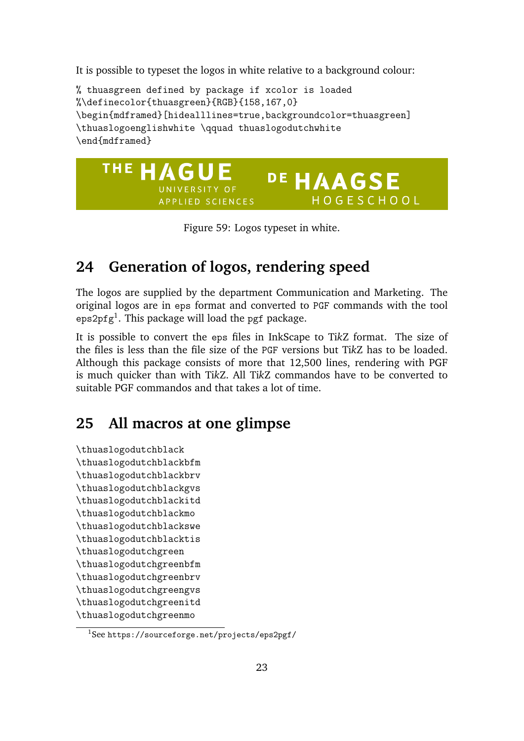It is possible to typeset the logos in white relative to a background colour:

```
% thuasgreen defined by package if xcolor is loaded
%\definecolor{thuasgreen}{RGB}{158,167,0}
\begin{mdframed}[hidealllines=true,backgroundcolor=thuasgreen]
\thuaslogoenglishwhite \qquad thuaslogodutchwhite
\end{mdframed}
```

Figure 59: Logos typeset in white.

## 24 Generation of logos, rendering speed

The logos are supplied by the department Communication and Marketing. The original logos are in `eps` format and converted to `PGF` commands with the tool `eps2pfg`[1]. This package will load the `pgf` package.

It is possible to convert the `eps` files in InkScape to Ti*k*Z format. The size of the files is less than the file size of the `PGF` versions but Ti*k*Z has to be loaded. Although this package consists of more that 12,500 lines, rendering with PGF is much quicker than with Ti*k*Z. All Ti*k*Z commandos have to be converted to suitable PGF commandos and that takes a lot of time.

## 25 All macros at one glimpse

```
\thuaslogodutchblack
\thuaslogodutchblackbfm
\thuaslogodutchblackbrv
\thuaslogodutchblackgvs
\thuaslogodutchblackitd
\thuaslogodutchblackmo
\thuaslogodutchblackswe
\thuaslogodutchblacktis
\thuaslogodutchgreen
\thuaslogodutchgreenbfm
\thuaslogodutchgreenbrv
\thuaslogodutchgreengvs
\thuaslogodutchgreenitd
\thuaslogodutchgreenmo
```

[1] See `https://sourceforge.net/projects/eps2pgf/`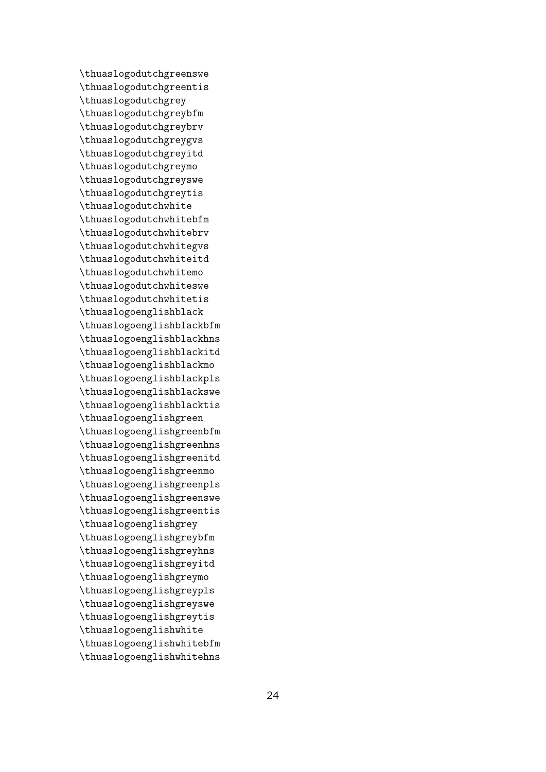```
\thuaslogodutchgreenswe
\thuaslogodutchgreentis
\thuaslogodutchgrey
\thuaslogodutchgreybfm
\thuaslogodutchgreybrv
\thuaslogodutchgreygvs
\thuaslogodutchgreyitd
\thuaslogodutchgreymo
\thuaslogodutchgreyswe
\thuaslogodutchgreytis
\thuaslogodutchwhite
\thuaslogodutchwhitebfm
\thuaslogodutchwhitebrv
\thuaslogodutchwhitegvs
\thuaslogodutchwhiteitd
\thuaslogodutchwhitemo
\thuaslogodutchwhiteswe
\thuaslogodutchwhitetis
\thuaslogoenglishblack
\thuaslogoenglishblackbfm
\thuaslogoenglishblackhns
\thuaslogoenglishblackitd
\thuaslogoenglishblackmo
\thuaslogoenglishblackpls
\thuaslogoenglishblackswe
\thuaslogoenglishblacktis
\thuaslogoenglishgreen
\thuaslogoenglishgreenbfm
\thuaslogoenglishgreenhns
\thuaslogoenglishgreenitd
\thuaslogoenglishgreenmo
\thuaslogoenglishgreenpls
\thuaslogoenglishgreenswe
\thuaslogoenglishgreentis
\thuaslogoenglishgrey
\thuaslogoenglishgreybfm
\thuaslogoenglishgreyhns
\thuaslogoenglishgreyitd
\thuaslogoenglishgreymo
\thuaslogoenglishgreypls
\thuaslogoenglishgreyswe
\thuaslogoenglishgreytis
\thuaslogoenglishwhite
\thuaslogoenglishwhitebfm
\thuaslogoenglishwhitehns
```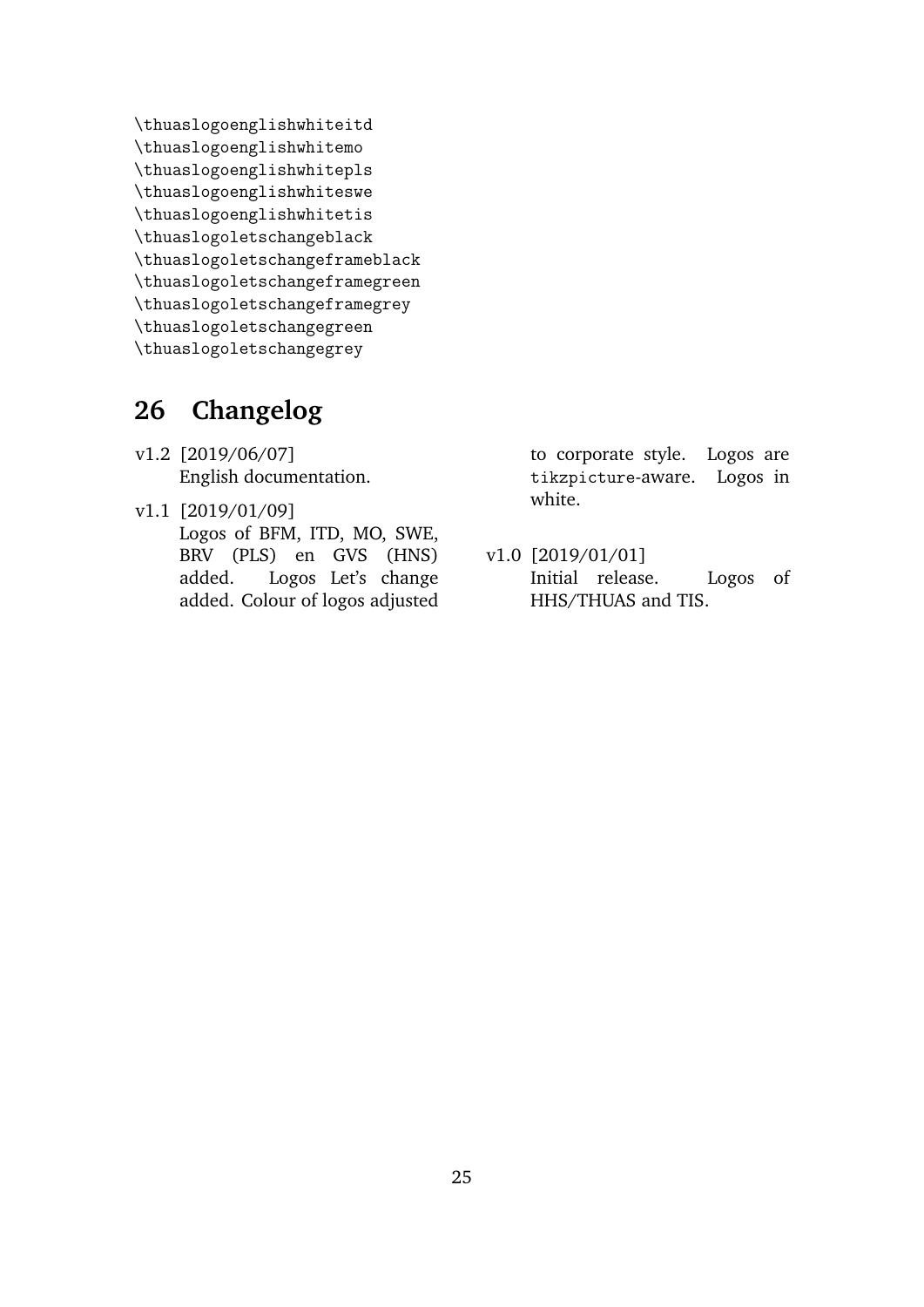```
\thuaslogoenglishwhiteitd
\thuaslogoenglishwhitemo
\thuaslogoenglishwhitepls
\thuaslogoenglishwhiteswe
\thuaslogoenglishwhitetis
\thuaslogoletschangeblack
\thuaslogoletschangeframeblack
\thuaslogoletschangeframegreen
\thuaslogoletschangeframegrey
\thuaslogoletschangegreen
\thuaslogoletschangegrey
```

## 26 Changelog

v1.2 [2019/06/07]
English documentation.

v1.1 [2019/01/09]
Logos of BFM, ITD, MO, SWE, BRV (PLS) en GVS (HNS) added. Logos Let's change added. Colour of logos adjusted to corporate style. Logos are `tikzpicture`-aware. Logos in white.

v1.0 [2019/01/01]
Initial release. Logos of HHS/THUAS and TIS.